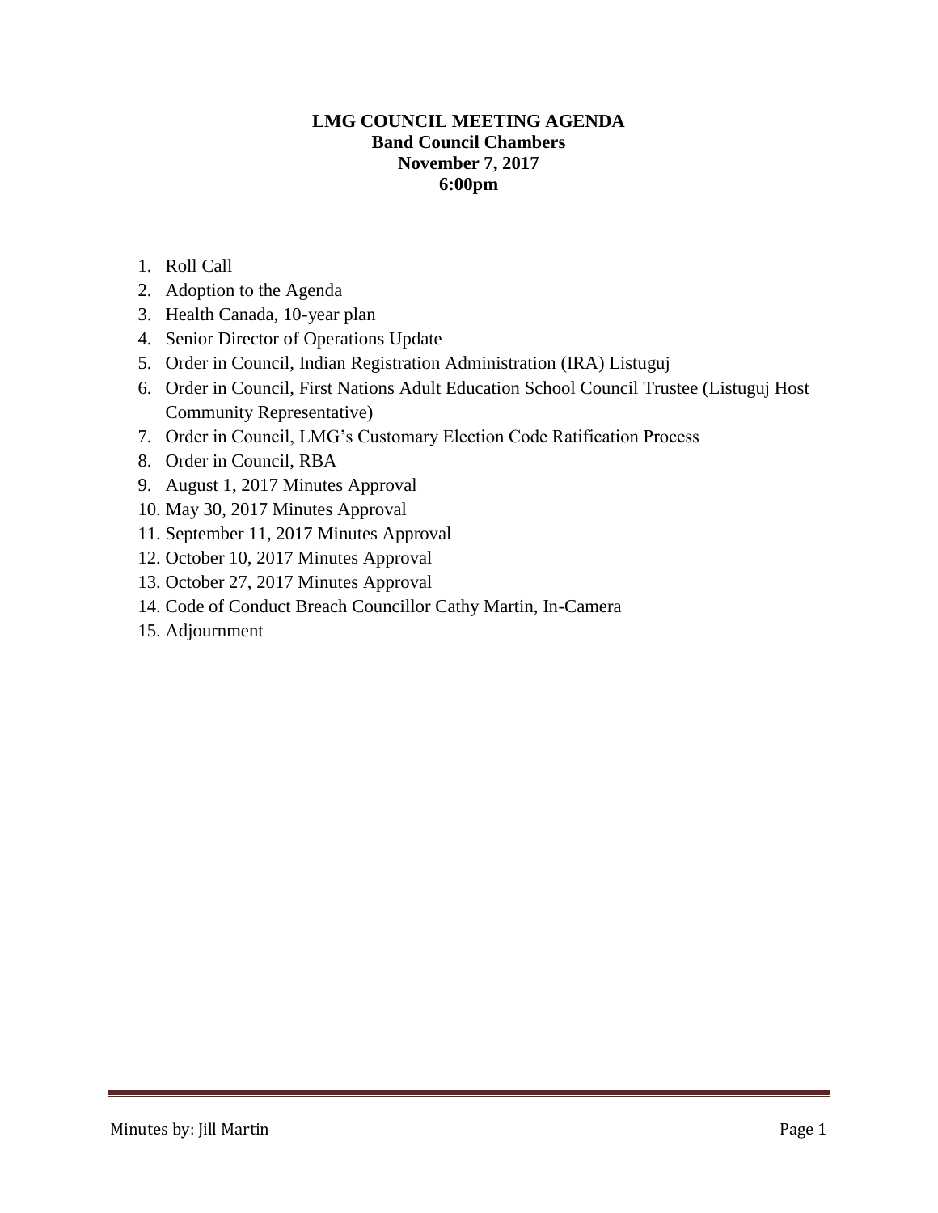**LMG COUNCIL MEETING AGENDA**
**Band Council Chambers**
**November 7, 2017**
**6:00pm**

1. Roll Call
2. Adoption to the Agenda
3. Health Canada, 10-year plan
4. Senior Director of Operations Update
5. Order in Council, Indian Registration Administration (IRA) Listuguj
6. Order in Council, First Nations Adult Education School Council Trustee (Listuguj Host Community Representative)
7. Order in Council, LMG's Customary Election Code Ratification Process
8. Order in Council, RBA
9. August 1, 2017 Minutes Approval
10. May 30, 2017 Minutes Approval
11. September 11, 2017 Minutes Approval
12. October 10, 2017 Minutes Approval
13. October 27, 2017 Minutes Approval
14. Code of Conduct Breach Councillor Cathy Martin, In-Camera
15. Adjournment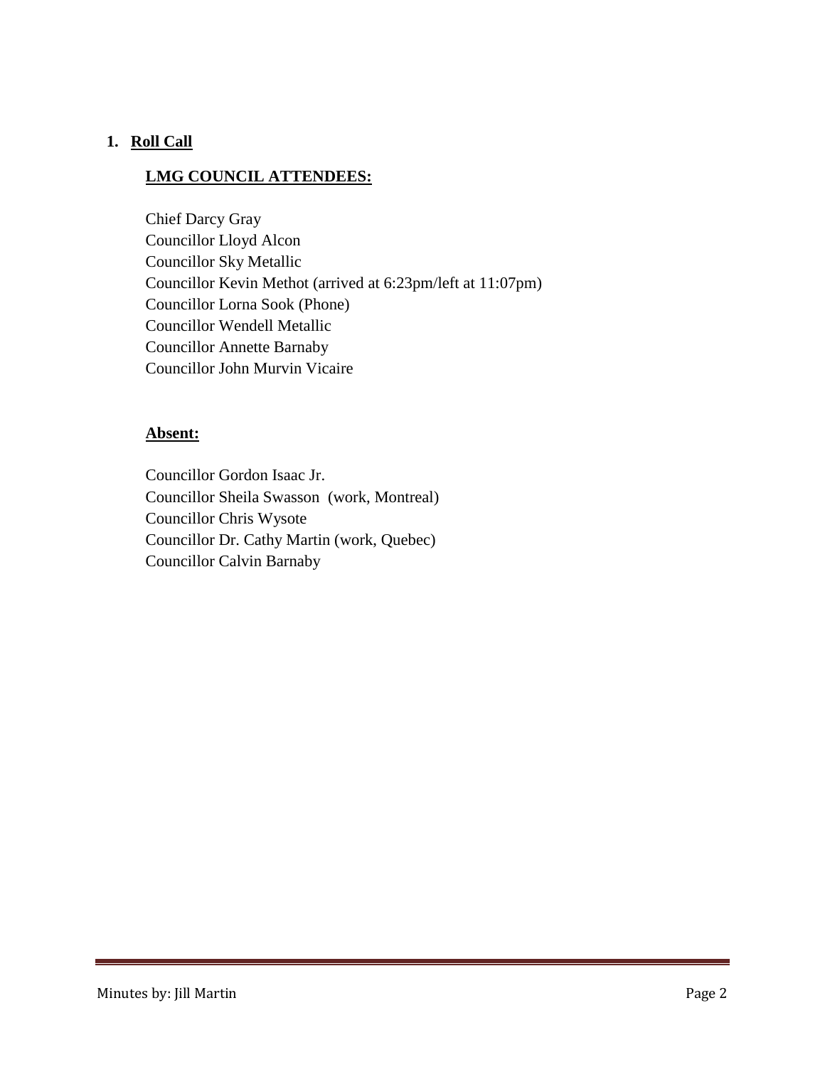1. **Roll Call**

**LMG COUNCIL ATTENDEES:**

Chief Darcy Gray
Councillor Lloyd Alcon
Councillor Sky Metallic
Councillor Kevin Methot (arrived at 6:23pm/left at 11:07pm)
Councillor Lorna Sook (Phone)
Councillor Wendell Metallic
Councillor Annette Barnaby
Councillor John Murvin Vicaire

**Absent:**

Councillor Gordon Isaac Jr.
Councillor Sheila Swasson (work, Montreal)
Councillor Chris Wysote
Councillor Dr. Cathy Martin (work, Quebec)
Councillor Calvin Barnaby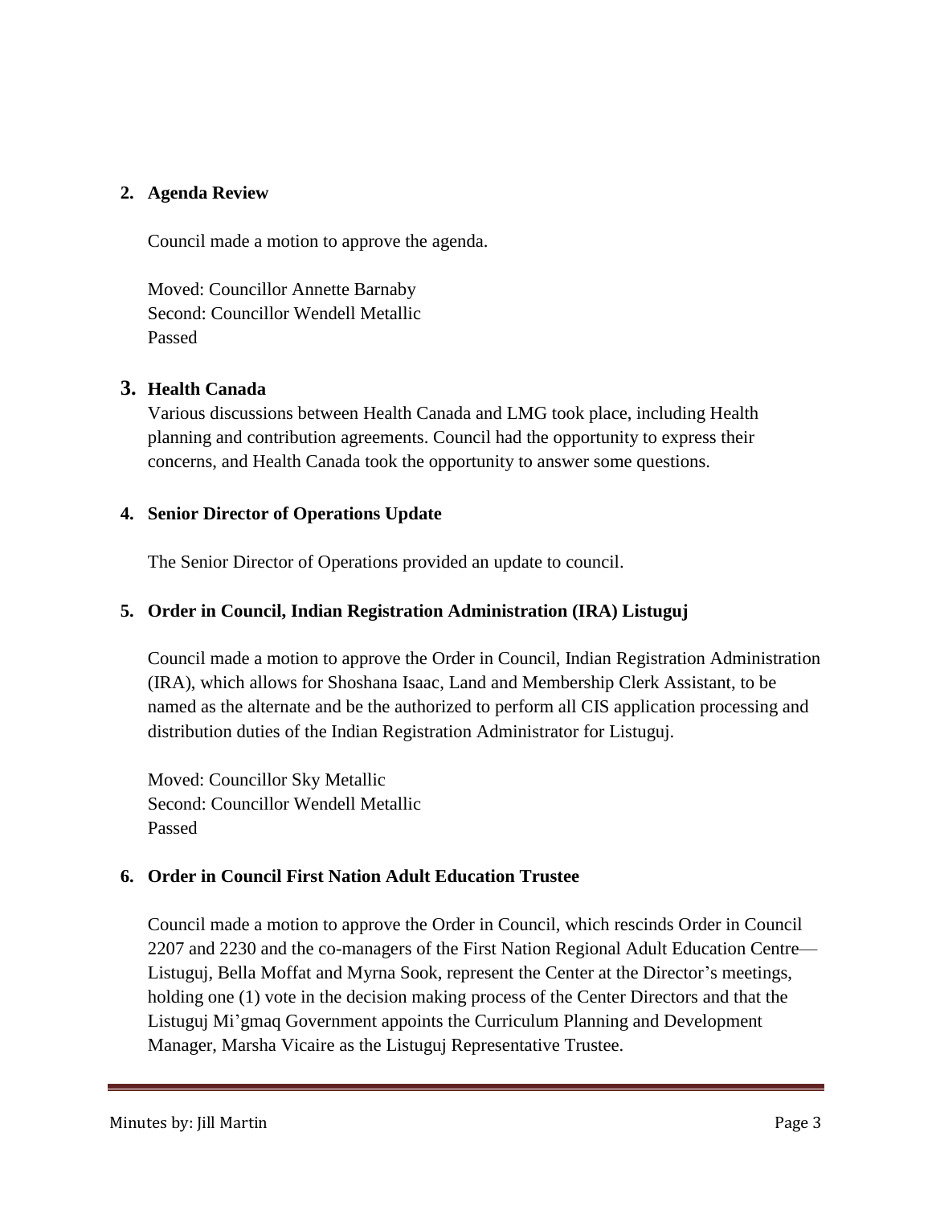2. **Agenda Review**

   Council made a motion to approve the agenda.

   Moved: Councillor Annette Barnaby
   Second: Councillor Wendell Metallic
   Passed

3. **Health Canada**

   Various discussions between Health Canada and LMG took place, including Health planning and contribution agreements. Council had the opportunity to express their concerns, and Health Canada took the opportunity to answer some questions.

4. **Senior Director of Operations Update**

   The Senior Director of Operations provided an update to council.

5. **Order in Council, Indian Registration Administration (IRA) Listuguj**

   Council made a motion to approve the Order in Council, Indian Registration Administration (IRA), which allows for Shoshana Isaac, Land and Membership Clerk Assistant, to be named as the alternate and be the authorized to perform all CIS application processing and distribution duties of the Indian Registration Administrator for Listuguj.

   Moved: Councillor Sky Metallic
   Second: Councillor Wendell Metallic
   Passed

6. **Order in Council First Nation Adult Education Trustee**

   Council made a motion to approve the Order in Council, which rescinds Order in Council 2207 and 2230 and the co-managers of the First Nation Regional Adult Education Centre—Listuguj, Bella Moffat and Myrna Sook, represent the Center at the Director's meetings, holding one (1) vote in the decision making process of the Center Directors and that the Listuguj Mi'gmaq Government appoints the Curriculum Planning and Development Manager, Marsha Vicaire as the Listuguj Representative Trustee.

Minutes by: Jill Martin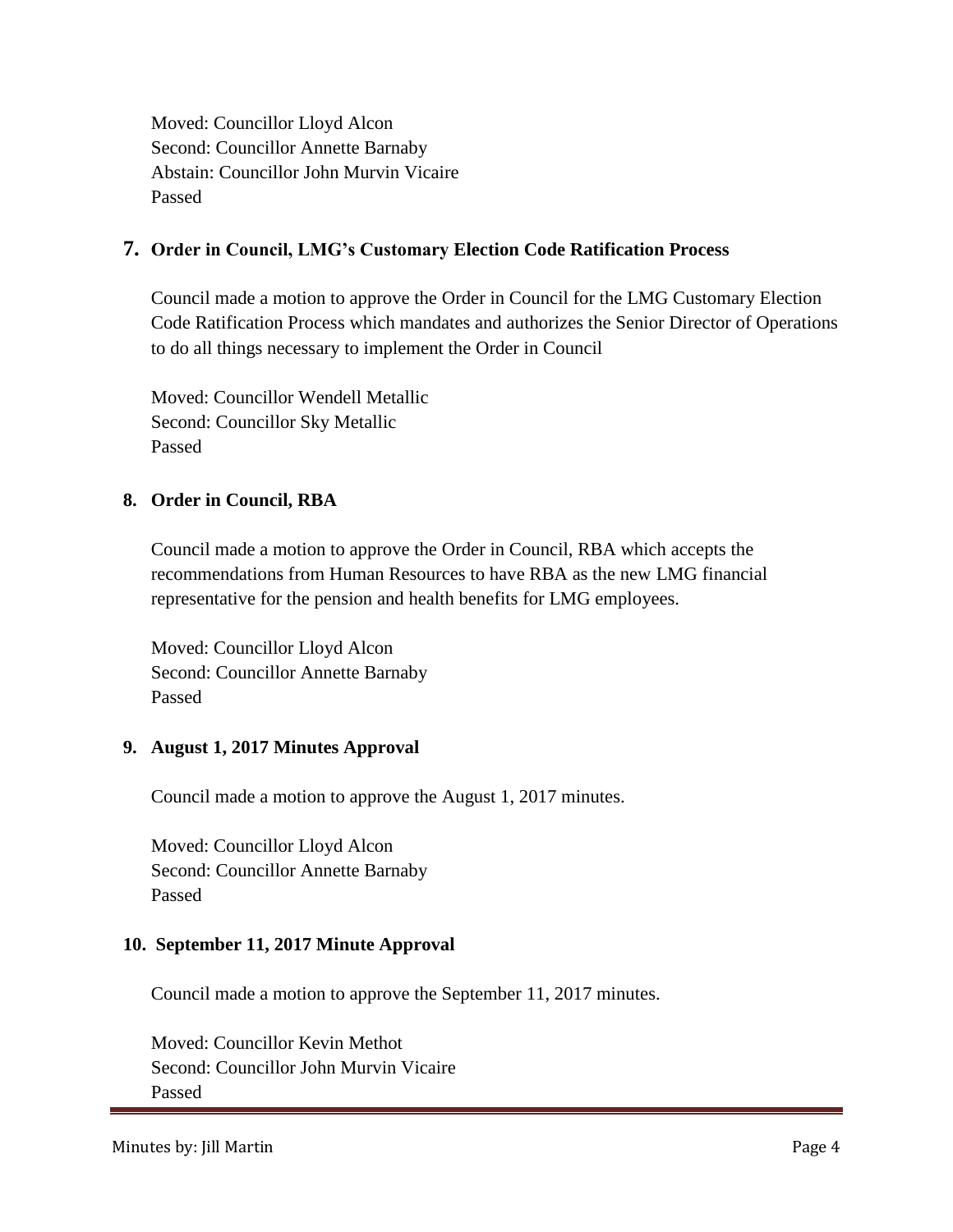Moved: Councillor Lloyd Alcon
Second: Councillor Annette Barnaby
Abstain: Councillor John Murvin Vicaire
Passed

## 7. Order in Council, LMG's Customary Election Code Ratification Process

Council made a motion to approve the Order in Council for the LMG Customary Election Code Ratification Process which mandates and authorizes the Senior Director of Operations to do all things necessary to implement the Order in Council

Moved: Councillor Wendell Metallic
Second: Councillor Sky Metallic
Passed

## 8. Order in Council, RBA

Council made a motion to approve the Order in Council, RBA which accepts the recommendations from Human Resources to have RBA as the new LMG financial representative for the pension and health benefits for LMG employees.

Moved: Councillor Lloyd Alcon
Second: Councillor Annette Barnaby
Passed

## 9. August 1, 2017 Minutes Approval

Council made a motion to approve the August 1, 2017 minutes.

Moved: Councillor Lloyd Alcon
Second: Councillor Annette Barnaby
Passed

## 10. September 11, 2017 Minute Approval

Council made a motion to approve the September 11, 2017 minutes.

Moved: Councillor Kevin Methot
Second: Councillor John Murvin Vicaire
Passed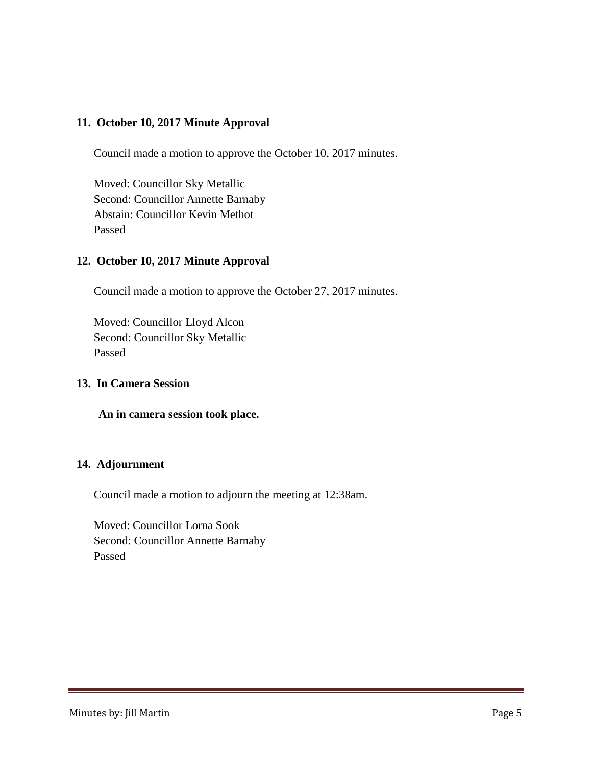**11. October 10, 2017 Minute Approval**

Council made a motion to approve the October 10, 2017 minutes.

Moved: Councillor Sky Metallic
Second: Councillor Annette Barnaby
Abstain: Councillor Kevin Methot
Passed

**12. October 10, 2017 Minute Approval**

Council made a motion to approve the October 27, 2017 minutes.

Moved: Councillor Lloyd Alcon
Second: Councillor Sky Metallic
Passed

**13. In Camera Session**

**An in camera session took place.**

**14. Adjournment**

Council made a motion to adjourn the meeting at 12:38am.

Moved: Councillor Lorna Sook
Second: Councillor Annette Barnaby
Passed

Minutes by: Jill Martin